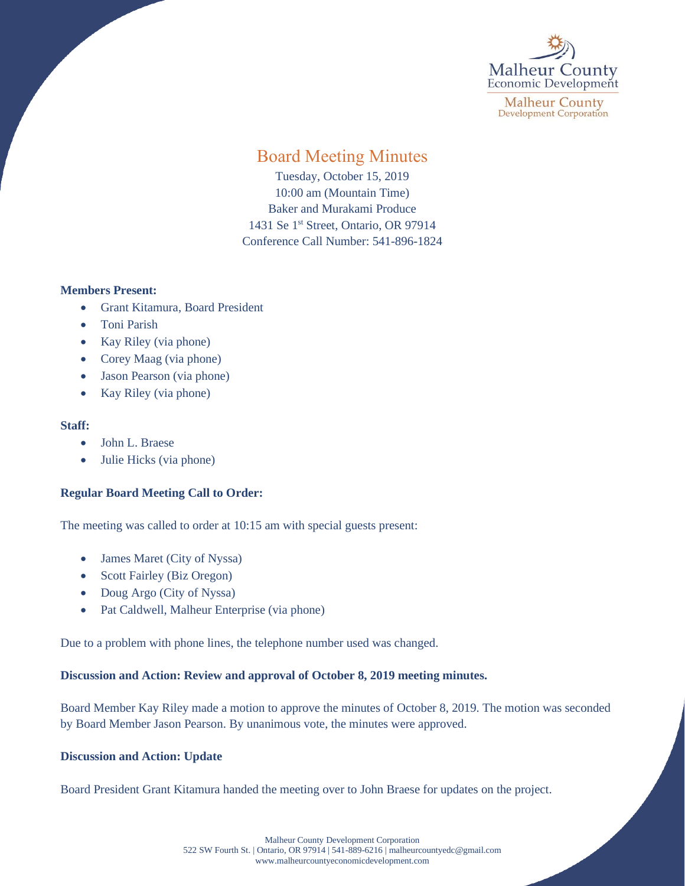Malheur County
Economic Development

Malheur County
Development Corporation

# Board Meeting Minutes

Tuesday, October 15, 2019
10:00 am (Mountain Time)
Baker and Murakami Produce
1431 Se 1st Street, Ontario, OR 97914
Conference Call Number: 541-896-1824

**Members Present:**

- Grant Kitamura, Board President
- Toni Parish
- Kay Riley (via phone)
- Corey Maag (via phone)
- Jason Pearson (via phone)
- Kay Riley (via phone)

**Staff:**

- John L. Braese
- Julie Hicks (via phone)

**Regular Board Meeting Call to Order:**

The meeting was called to order at 10:15 am with special guests present:

- James Maret (City of Nyssa)
- Scott Fairley (Biz Oregon)
- Doug Argo (City of Nyssa)
- Pat Caldwell, Malheur Enterprise (via phone)

Due to a problem with phone lines, the telephone number used was changed.

**Discussion and Action: Review and approval of October 8, 2019 meeting minutes.**

Board Member Kay Riley made a motion to approve the minutes of October 8, 2019. The motion was seconded by Board Member Jason Pearson. By unanimous vote, the minutes were approved.

**Discussion and Action: Update**

Board President Grant Kitamura handed the meeting over to John Braese for updates on the project.

Malheur County Development Corporation
522 SW Fourth St. | Ontario, OR 97914 | 541-889-6216 | malheurcountyedc@gmail.com
www.malheurcountyeconomicdevelopment.com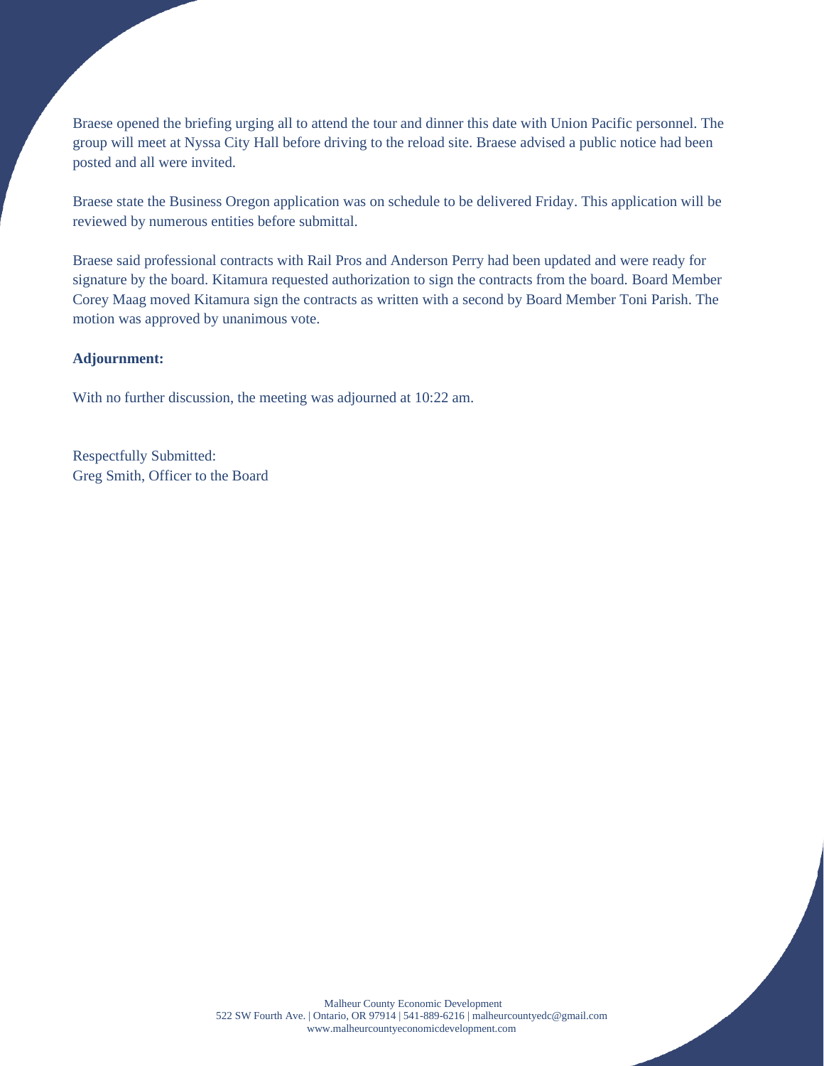Braese opened the briefing urging all to attend the tour and dinner this date with Union Pacific personnel. The group will meet at Nyssa City Hall before driving to the reload site. Braese advised a public notice had been posted and all were invited.

Braese state the Business Oregon application was on schedule to be delivered Friday. This application will be reviewed by numerous entities before submittal.

Braese said professional contracts with Rail Pros and Anderson Perry had been updated and were ready for signature by the board. Kitamura requested authorization to sign the contracts from the board. Board Member Corey Maag moved Kitamura sign the contracts as written with a second by Board Member Toni Parish. The motion was approved by unanimous vote.

**Adjournment:**

With no further discussion, the meeting was adjourned at 10:22 am.

Respectfully Submitted:
Greg Smith, Officer to the Board